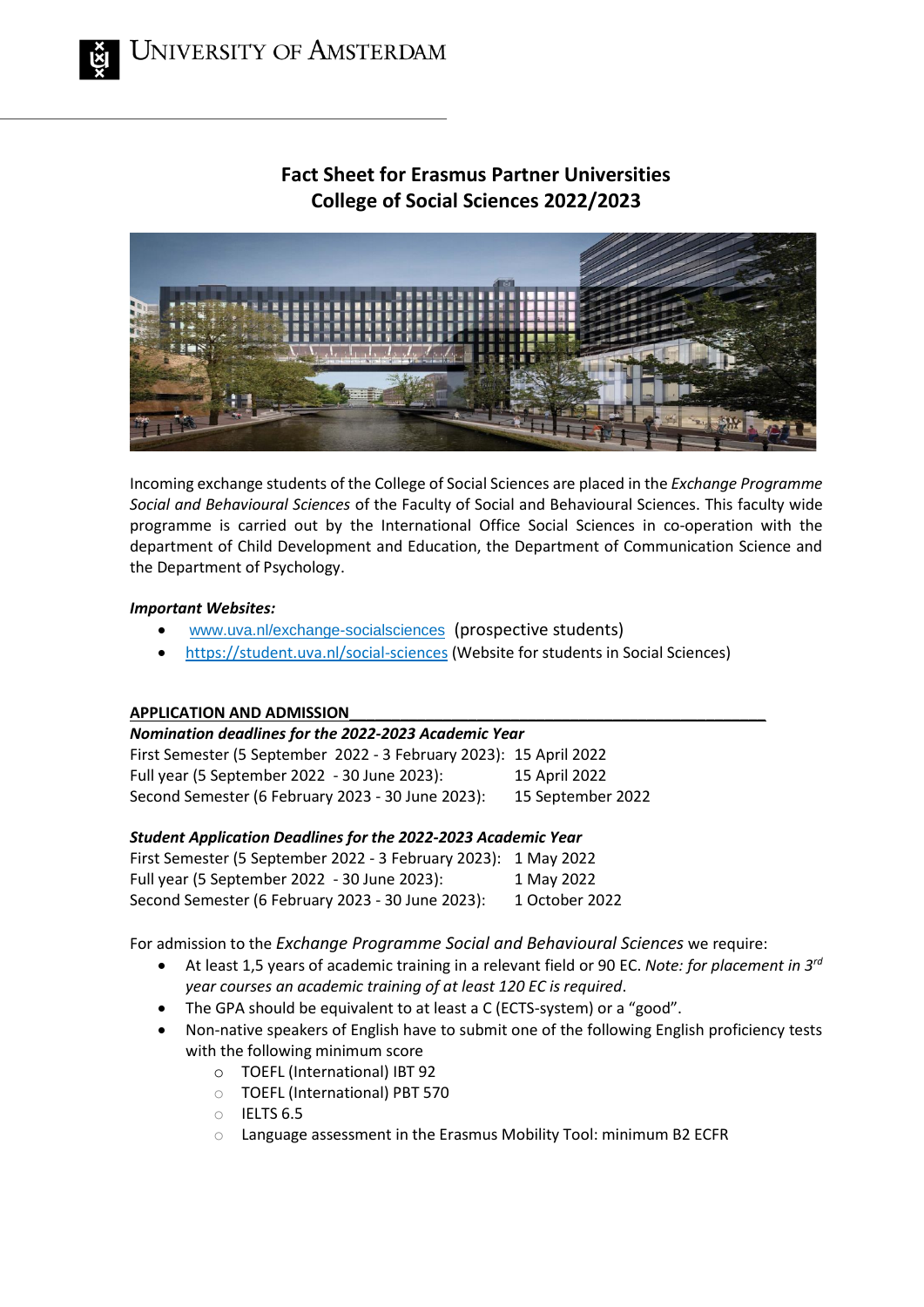# Fact Sheet for Erasmus Partner Universities
## College of Social Sciences 2022/2023

Incoming exchange students of the College of Social Sciences are placed in the *Exchange Programme Social and Behavioural Sciences* of the Faculty of Social and Behavioural Sciences. This faculty wide programme is carried out by the International Office Social Sciences in co-operation with the department of Child Development and Education, the Department of Communication Science and the Department of Psychology.

***Important Websites:***

- www.uva.nl/exchange-socialsciences (prospective students)
- https://student.uva.nl/social-sciences (Website for students in Social Sciences)

### APPLICATION AND ADMISSION

***Nomination deadlines for the 2022-2023 Academic Year***

First Semester (5 September 2022 - 3 February 2023): 15 April 2022
Full year (5 September 2022 - 30 June 2023): 15 April 2022
Second Semester (6 February 2023 - 30 June 2023): 15 September 2022

***Student Application Deadlines for the 2022-2023 Academic Year***

First Semester (5 September 2022 - 3 February 2023): 1 May 2022
Full year (5 September 2022 - 30 June 2023): 1 May 2022
Second Semester (6 February 2023 - 30 June 2023): 1 October 2022

For admission to the *Exchange Programme Social and Behavioural Sciences* we require:

- At least 1,5 years of academic training in a relevant field or 90 EC. *Note: for placement in 3rd year courses an academic training of at least 120 EC is required*.
- The GPA should be equivalent to at least a C (ECTS-system) or a "good".
- Non-native speakers of English have to submit one of the following English proficiency tests with the following minimum score
  - TOEFL (International) IBT 92
  - TOEFL (International) PBT 570
  - IELTS 6.5
  - Language assessment in the Erasmus Mobility Tool: minimum B2 ECFR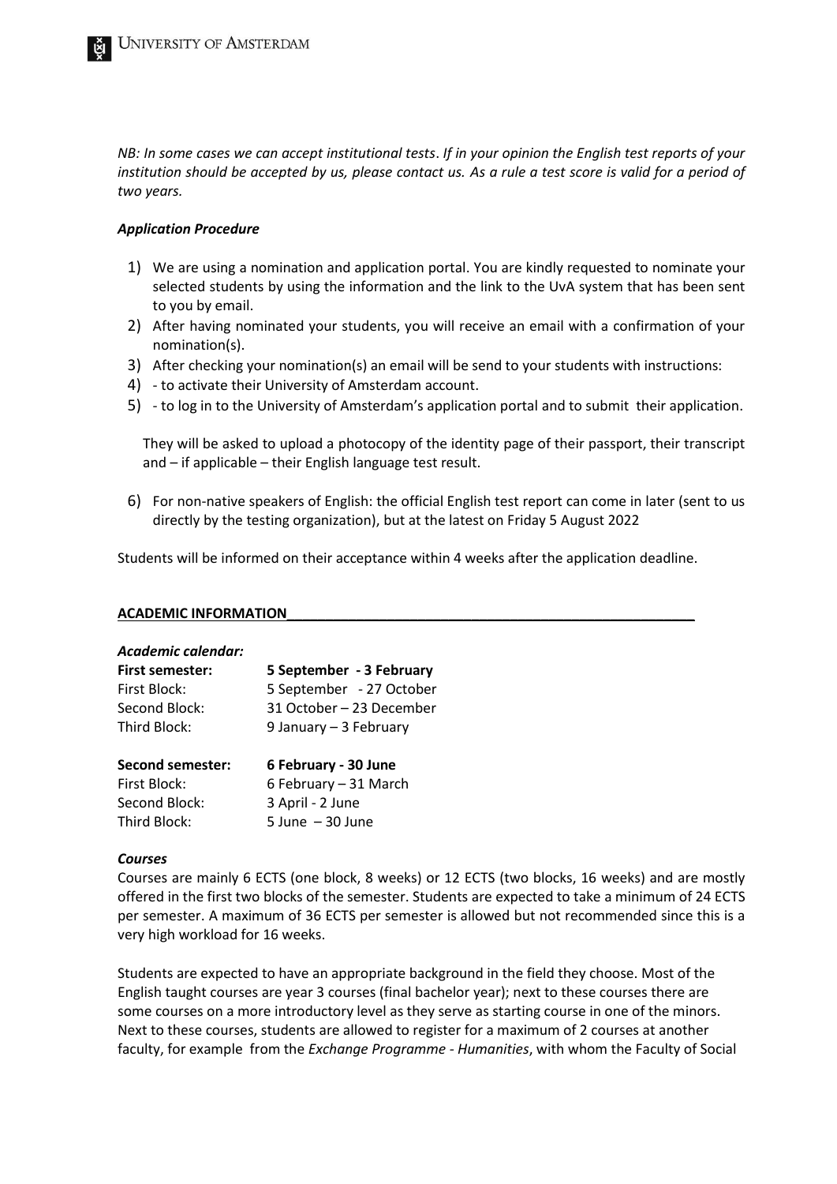*NB: In some cases we can accept institutional tests. If in your opinion the English test reports of your institution should be accepted by us, please contact us. As a rule a test score is valid for a period of two years.*

### *Application Procedure*

1) We are using a nomination and application portal. You are kindly requested to nominate your selected students by using the information and the link to the UvA system that has been sent to you by email.
2) After having nominated your students, you will receive an email with a confirmation of your nomination(s).
3) After checking your nomination(s) an email will be send to your students with instructions:
4) - to activate their University of Amsterdam account.
5) - to log in to the University of Amsterdam's application portal and to submit their application.

   They will be asked to upload a photocopy of the identity page of their passport, their transcript and – if applicable – their English language test result.

6) For non-native speakers of English: the official English test report can come in later (sent to us directly by the testing organization), but at the latest on Friday 5 August 2022

Students will be informed on their acceptance within 4 weeks after the application deadline.

## ACADEMIC INFORMATION

### *Academic calendar:*

| | |
|---|---|
| **First semester:** | **5 September - 3 February** |
| First Block: | 5 September - 27 October |
| Second Block: | 31 October – 23 December |
| Third Block: | 9 January – 3 February |
| **Second semester:** | **6 February - 30 June** |
| First Block: | 6 February – 31 March |
| Second Block: | 3 April - 2 June |
| Third Block: | 5 June – 30 June |

### *Courses*

Courses are mainly 6 ECTS (one block, 8 weeks) or 12 ECTS (two blocks, 16 weeks) and are mostly offered in the first two blocks of the semester. Students are expected to take a minimum of 24 ECTS per semester. A maximum of 36 ECTS per semester is allowed but not recommended since this is a very high workload for 16 weeks.

Students are expected to have an appropriate background in the field they choose. Most of the English taught courses are year 3 courses (final bachelor year); next to these courses there are some courses on a more introductory level as they serve as starting course in one of the minors. Next to these courses, students are allowed to register for a maximum of 2 courses at another faculty, for example from the *Exchange Programme - Humanities*, with whom the Faculty of Social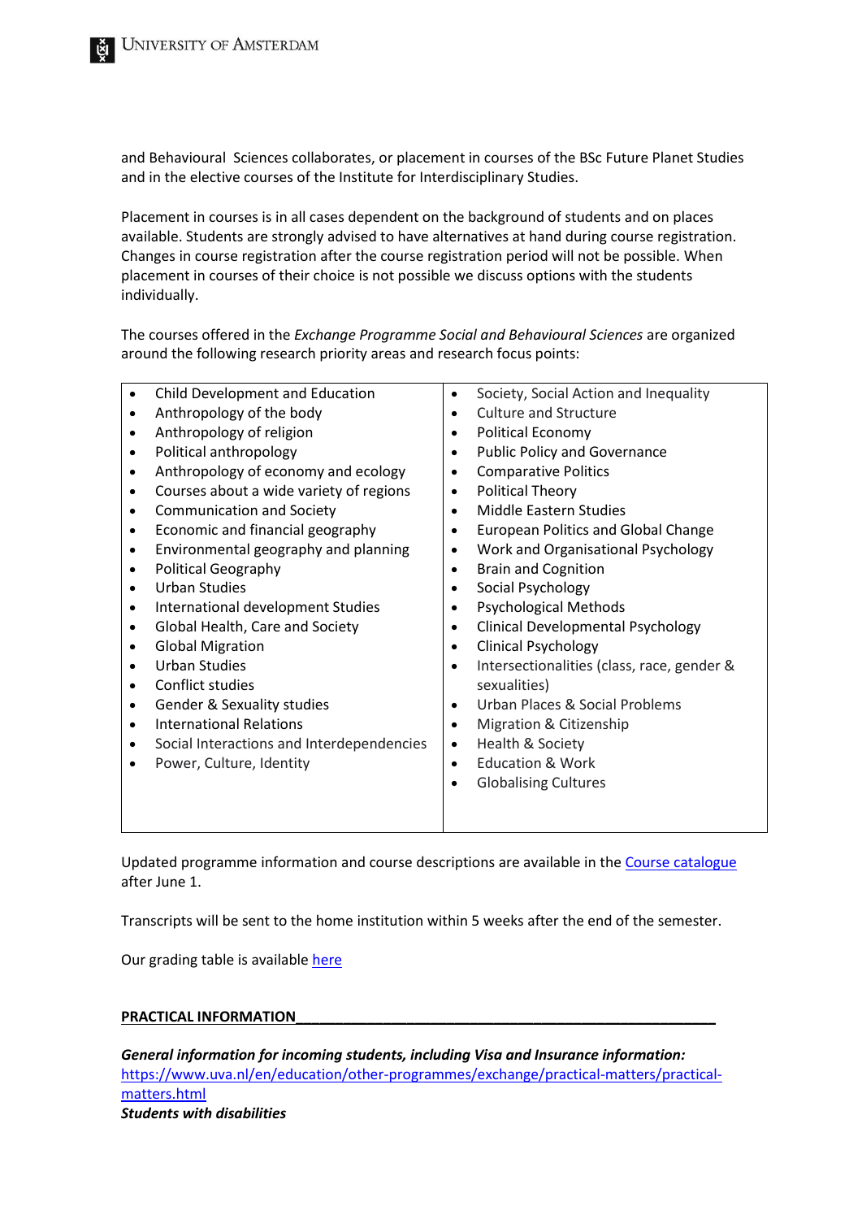and Behavioural  Sciences collaborates, or placement in courses of the BSc Future Planet Studies and in the elective courses of the Institute for Interdisciplinary Studies.

Placement in courses is in all cases dependent on the background of students and on places available. Students are strongly advised to have alternatives at hand during course registration. Changes in course registration after the course registration period will not be possible. When placement in courses of their choice is not possible we discuss options with the students individually.

The courses offered in the *Exchange Programme Social and Behavioural Sciences* are organized around the following research priority areas and research focus points:

| | |
|---|---|
| • Child Development and Education<br>• Anthropology of the body<br>• Anthropology of religion<br>• Political anthropology<br>• Anthropology of economy and ecology<br>• Courses about a wide variety of regions<br>• Communication and Society<br>• Economic and financial geography<br>• Environmental geography and planning<br>• Political Geography<br>• Urban Studies<br>• International development Studies<br>• Global Health, Care and Society<br>• Global Migration<br>• Urban Studies<br>• Conflict studies<br>• Gender & Sexuality studies<br>• International Relations<br>• Social Interactions and Interdependencies<br>• Power, Culture, Identity | • Society, Social Action and Inequality<br>• Culture and Structure<br>• Political Economy<br>• Public Policy and Governance<br>• Comparative Politics<br>• Political Theory<br>• Middle Eastern Studies<br>• European Politics and Global Change<br>• Work and Organisational Psychology<br>• Brain and Cognition<br>• Social Psychology<br>• Psychological Methods<br>• Clinical Developmental Psychology<br>• Clinical Psychology<br>• Intersectionalities (class, race, gender & sexualities)<br>• Urban Places & Social Problems<br>• Migration & Citizenship<br>• Health & Society<br>• Education & Work<br>• Globalising Cultures |

Updated programme information and course descriptions are available in the [Course catalogue](Course catalogue) after June 1.

Transcripts will be sent to the home institution within 5 weeks after the end of the semester.

Our grading table is available [here](here)

**PRACTICAL INFORMATION**

***General information for incoming students, including Visa and Insurance information:***
https://www.uva.nl/en/education/other-programmes/exchange/practical-matters/practical-matters.html

***Students with disabilities***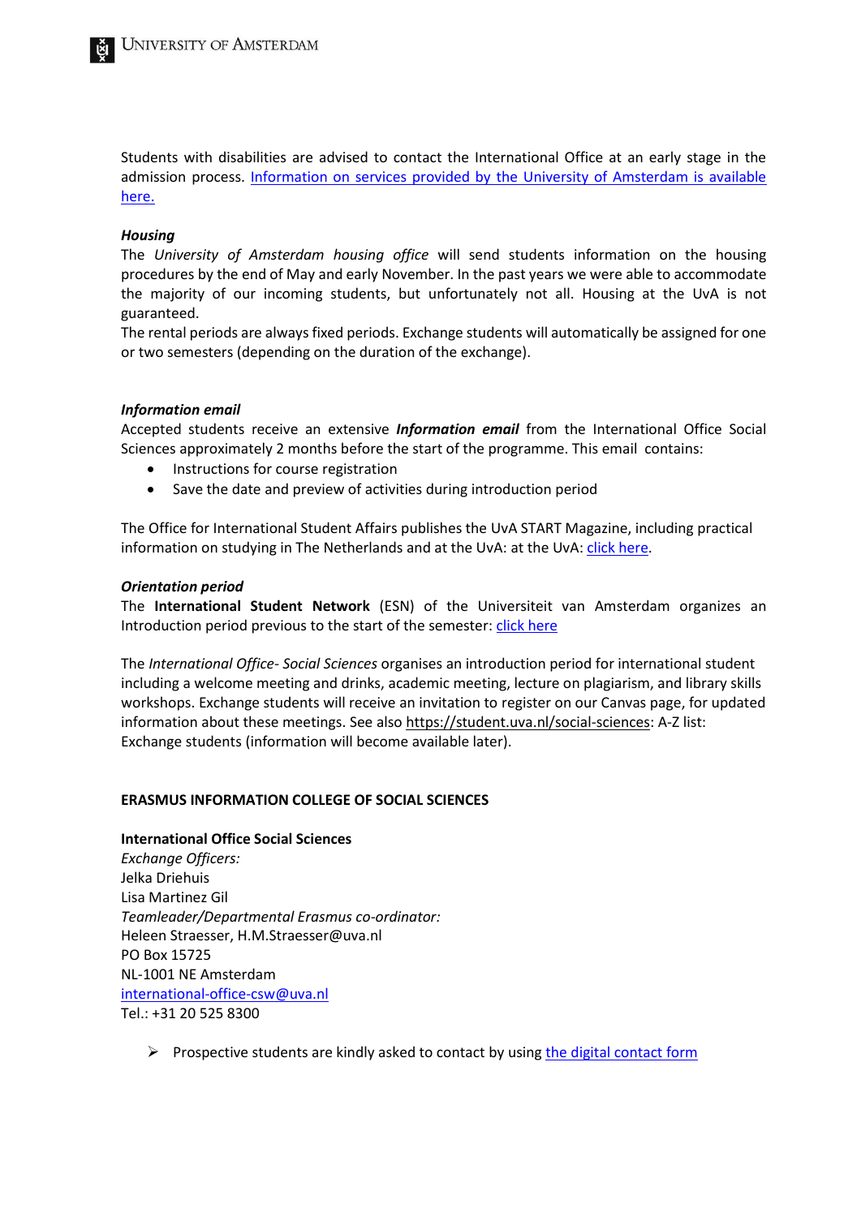Students with disabilities are advised to contact the International Office at an early stage in the admission process. Information on services provided by the University of Amsterdam is available here.

***Housing***

The *University of Amsterdam housing office* will send students information on the housing procedures by the end of May and early November. In the past years we were able to accommodate the majority of our incoming students, but unfortunately not all. Housing at the UvA is not guaranteed.

The rental periods are always fixed periods. Exchange students will automatically be assigned for one or two semesters (depending on the duration of the exchange).

***Information email***

Accepted students receive an extensive ***Information email*** from the International Office Social Sciences approximately 2 months before the start of the programme. This email contains:

- Instructions for course registration
- Save the date and preview of activities during introduction period

The Office for International Student Affairs publishes the UvA START Magazine, including practical information on studying in The Netherlands and at the UvA: at the UvA: click here.

***Orientation period***

The **International Student Network** (ESN) of the Universiteit van Amsterdam organizes an Introduction period previous to the start of the semester: click here

The *International Office- Social Sciences* organises an introduction period for international student including a welcome meeting and drinks, academic meeting, lecture on plagiarism, and library skills workshops. Exchange students will receive an invitation to register on our Canvas page, for updated information about these meetings. See also https://student.uva.nl/social-sciences: A-Z list: Exchange students (information will become available later).

**ERASMUS INFORMATION COLLEGE OF SOCIAL SCIENCES**

**International Office Social Sciences**

*Exchange Officers:*

Jelka Driehuis

Lisa Martinez Gil

*Teamleader/Departmental Erasmus co-ordinator:*

Heleen Straesser, H.M.Straesser@uva.nl

PO Box 15725

NL-1001 NE Amsterdam

international-office-csw@uva.nl

Tel.: +31 20 525 8300

- Prospective students are kindly asked to contact by using the digital contact form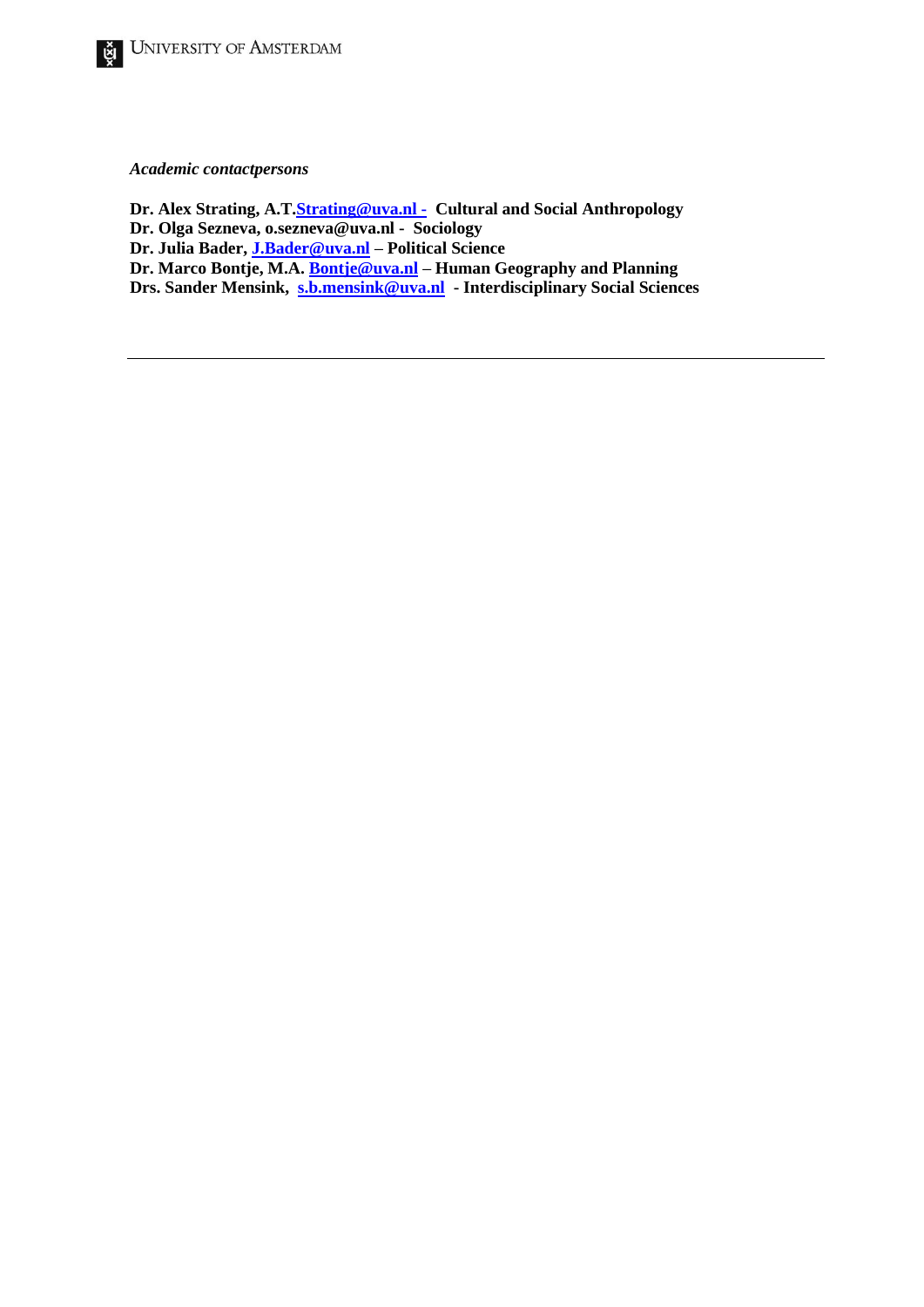*Academic contactpersons*

**Dr. Alex Strating, A.T.Strating@uva.nl - Cultural and Social Anthropology**
**Dr. Olga Sezneva, o.sezneva@uva.nl - Sociology**
**Dr. Julia Bader, J.Bader@uva.nl – Political Science**
**Dr. Marco Bontje, M.A. Bontje@uva.nl – Human Geography and Planning**
**Drs. Sander Mensink, s.b.mensink@uva.nl - Interdisciplinary Social Sciences**

---